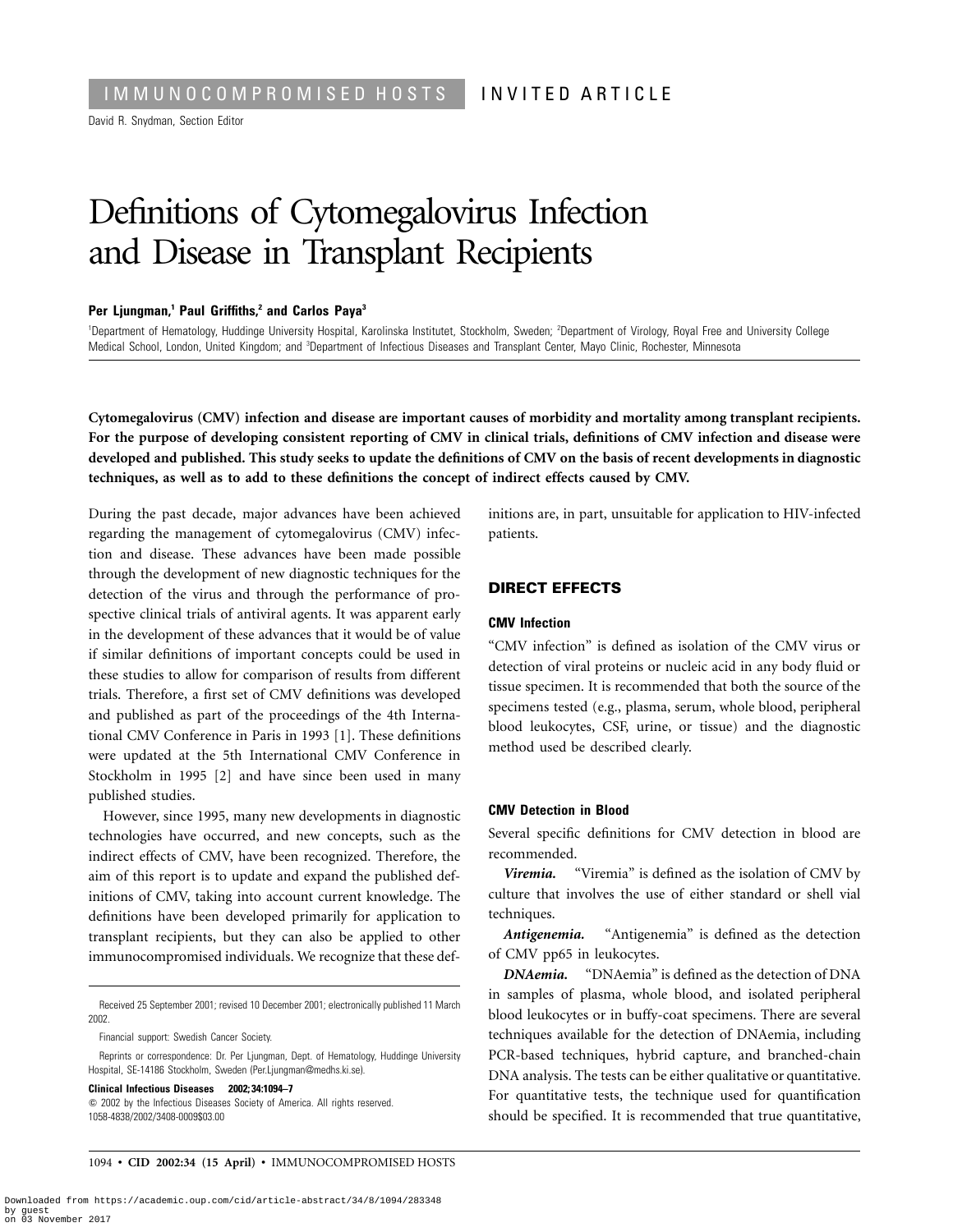IMMUNOCOMPROMISED HOSTS INVITED ARTICLE

David R. Snydman, Section Editor

# Definitions of Cytomegalovirus Infection and Disease in Transplant Recipients

**Per Ljungman,[1] Paul Griffiths,[2] and Carlos Paya[3]**

[1]Department of Hematology, Huddinge University Hospital, Karolinska Institutet, Stockholm, Sweden; [2]Department of Virology, Royal Free and University College Medical School, London, United Kingdom; and [3]Department of Infectious Diseases and Transplant Center, Mayo Clinic, Rochester, Minnesota

**Cytomegalovirus (CMV) infection and disease are important causes of morbidity and mortality among transplant recipients. For the purpose of developing consistent reporting of CMV in clinical trials, definitions of CMV infection and disease were developed and published. This study seeks to update the definitions of CMV on the basis of recent developments in diagnostic techniques, as well as to add to these definitions the concept of indirect effects caused by CMV.**

During the past decade, major advances have been achieved regarding the management of cytomegalovirus (CMV) infection and disease. These advances have been made possible through the development of new diagnostic techniques for the detection of the virus and through the performance of prospective clinical trials of antiviral agents. It was apparent early in the development of these advances that it would be of value if similar definitions of important concepts could be used in these studies to allow for comparison of results from different trials. Therefore, a first set of CMV definitions was developed and published as part of the proceedings of the 4th International CMV Conference in Paris in 1993 [1]. These definitions were updated at the 5th International CMV Conference in Stockholm in 1995 [2] and have since been used in many published studies.

However, since 1995, many new developments in diagnostic technologies have occurred, and new concepts, such as the indirect effects of CMV, have been recognized. Therefore, the aim of this report is to update and expand the published definitions of CMV, taking into account current knowledge. The definitions have been developed primarily for application to transplant recipients, but they can also be applied to other immunocompromised individuals. We recognize that these definitions are, in part, unsuitable for application to HIV-infected patients.

Received 25 September 2001; revised 10 December 2001; electronically published 11 March 2002.

Financial support: Swedish Cancer Society.

Reprints or correspondence: Dr. Per Ljungman, Dept. of Hematology, Huddinge University Hospital, SE-14186 Stockholm, Sweden (Per.Ljungman@medhs.ki.se).

**Clinical Infectious Diseases 2002; 34:1094–7**

© 2002 by the Infectious Diseases Society of America. All rights reserved. 1058-4838/2002/3408-0009$03.00

## DIRECT EFFECTS

### CMV Infection

"CMV infection" is defined as isolation of the CMV virus or detection of viral proteins or nucleic acid in any body fluid or tissue specimen. It is recommended that both the source of the specimens tested (e.g., plasma, serum, whole blood, peripheral blood leukocytes, CSF, urine, or tissue) and the diagnostic method used be described clearly.

### CMV Detection in Blood

Several specific definitions for CMV detection in blood are recommended.

***Viremia.*** "Viremia" is defined as the isolation of CMV by culture that involves the use of either standard or shell vial techniques.

***Antigenemia.*** "Antigenemia" is defined as the detection of CMV pp65 in leukocytes.

***DNAemia.*** "DNAemia" is defined as the detection of DNA in samples of plasma, whole blood, and isolated peripheral blood leukocytes or in buffy-coat specimens. There are several techniques available for the detection of DNAemia, including PCR-based techniques, hybrid capture, and branched-chain DNA analysis. The tests can be either qualitative or quantitative. For quantitative tests, the technique used for quantification should be specified. It is recommended that true quantitative,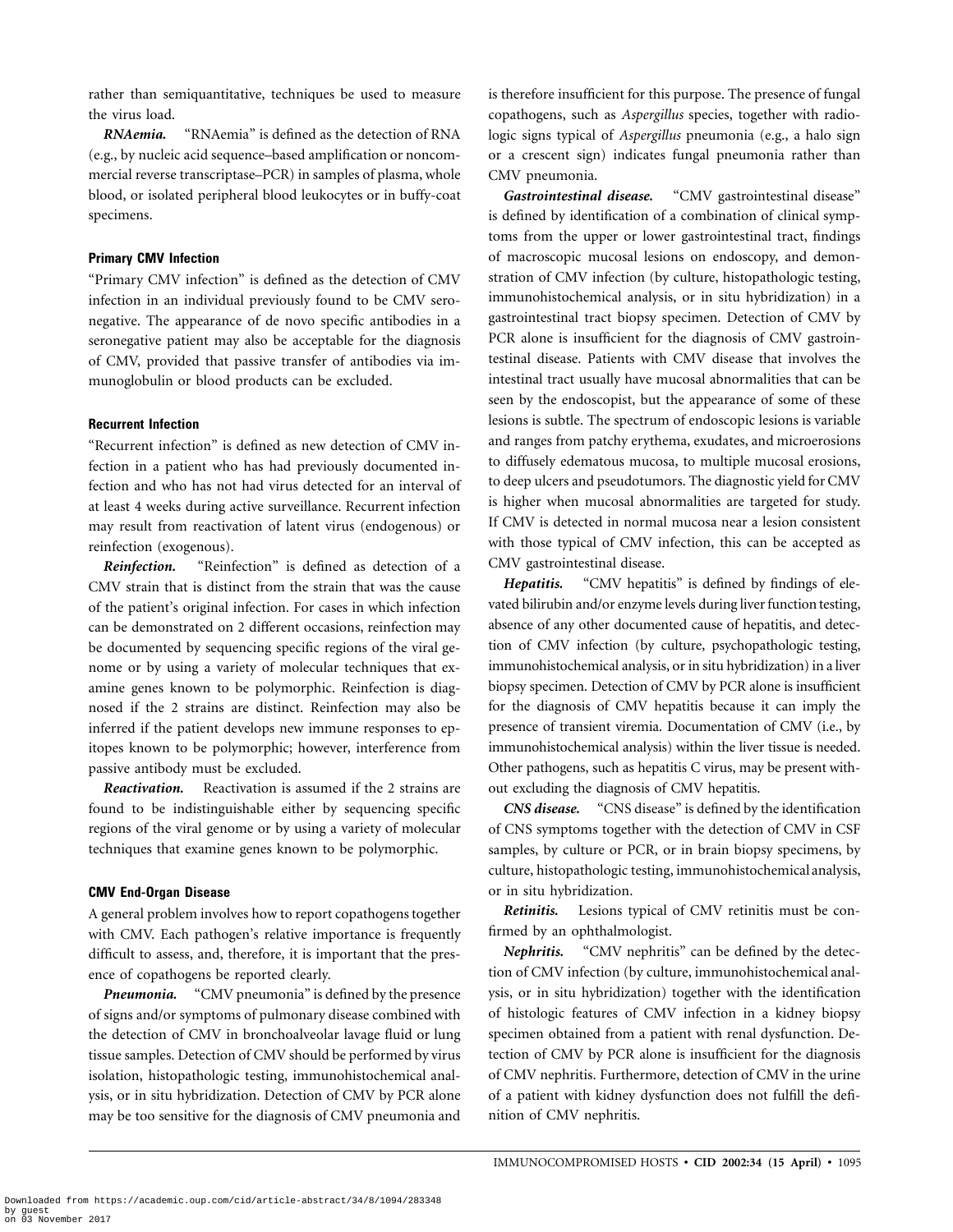rather than semiquantitative, techniques be used to measure the virus load.

***RNAemia.*** "RNAemia" is defined as the detection of RNA (e.g., by nucleic acid sequence–based amplification or noncommercial reverse transcriptase–PCR) in samples of plasma, whole blood, or isolated peripheral blood leukocytes or in buffy-coat specimens.

### Primary CMV Infection

"Primary CMV infection" is defined as the detection of CMV infection in an individual previously found to be CMV seronegative. The appearance of de novo specific antibodies in a seronegative patient may also be acceptable for the diagnosis of CMV, provided that passive transfer of antibodies via immunoglobulin or blood products can be excluded.

### Recurrent Infection

"Recurrent infection" is defined as new detection of CMV infection in a patient who has had previously documented infection and who has not had virus detected for an interval of at least 4 weeks during active surveillance. Recurrent infection may result from reactivation of latent virus (endogenous) or reinfection (exogenous).

***Reinfection.*** "Reinfection" is defined as detection of a CMV strain that is distinct from the strain that was the cause of the patient's original infection. For cases in which infection can be demonstrated on 2 different occasions, reinfection may be documented by sequencing specific regions of the viral genome or by using a variety of molecular techniques that examine genes known to be polymorphic. Reinfection is diagnosed if the 2 strains are distinct. Reinfection may also be inferred if the patient develops new immune responses to epitopes known to be polymorphic; however, interference from passive antibody must be excluded.

***Reactivation.*** Reactivation is assumed if the 2 strains are found to be indistinguishable either by sequencing specific regions of the viral genome or by using a variety of molecular techniques that examine genes known to be polymorphic.

### CMV End-Organ Disease

A general problem involves how to report copathogens together with CMV. Each pathogen's relative importance is frequently difficult to assess, and, therefore, it is important that the presence of copathogens be reported clearly.

***Pneumonia.*** "CMV pneumonia" is defined by the presence of signs and/or symptoms of pulmonary disease combined with the detection of CMV in bronchoalveolar lavage fluid or lung tissue samples. Detection of CMV should be performed by virus isolation, histopathologic testing, immunohistochemical analysis, or in situ hybridization. Detection of CMV by PCR alone may be too sensitive for the diagnosis of CMV pneumonia and is therefore insufficient for this purpose. The presence of fungal copathogens, such as *Aspergillus* species, together with radiologic signs typical of *Aspergillus* pneumonia (e.g., a halo sign or a crescent sign) indicates fungal pneumonia rather than CMV pneumonia.

***Gastrointestinal disease.*** "CMV gastrointestinal disease" is defined by identification of a combination of clinical symptoms from the upper or lower gastrointestinal tract, findings of macroscopic mucosal lesions on endoscopy, and demonstration of CMV infection (by culture, histopathologic testing, immunohistochemical analysis, or in situ hybridization) in a gastrointestinal tract biopsy specimen. Detection of CMV by PCR alone is insufficient for the diagnosis of CMV gastrointestinal disease. Patients with CMV disease that involves the intestinal tract usually have mucosal abnormalities that can be seen by the endoscopist, but the appearance of some of these lesions is subtle. The spectrum of endoscopic lesions is variable and ranges from patchy erythema, exudates, and microerosions to diffusely edematous mucosa, to multiple mucosal erosions, to deep ulcers and pseudotumors. The diagnostic yield for CMV is higher when mucosal abnormalities are targeted for study. If CMV is detected in normal mucosa near a lesion consistent with those typical of CMV infection, this can be accepted as CMV gastrointestinal disease.

***Hepatitis.*** "CMV hepatitis" is defined by findings of elevated bilirubin and/or enzyme levels during liver function testing, absence of any other documented cause of hepatitis, and detection of CMV infection (by culture, psychopathologic testing, immunohistochemical analysis, or in situ hybridization) in a liver biopsy specimen. Detection of CMV by PCR alone is insufficient for the diagnosis of CMV hepatitis because it can imply the presence of transient viremia. Documentation of CMV (i.e., by immunohistochemical analysis) within the liver tissue is needed. Other pathogens, such as hepatitis C virus, may be present without excluding the diagnosis of CMV hepatitis.

***CNS disease.*** "CNS disease" is defined by the identification of CNS symptoms together with the detection of CMV in CSF samples, by culture or PCR, or in brain biopsy specimens, by culture, histopathologic testing, immunohistochemical analysis, or in situ hybridization.

***Retinitis.*** Lesions typical of CMV retinitis must be confirmed by an ophthalmologist.

***Nephritis.*** "CMV nephritis" can be defined by the detection of CMV infection (by culture, immunohistochemical analysis, or in situ hybridization) together with the identification of histologic features of CMV infection in a kidney biopsy specimen obtained from a patient with renal dysfunction. Detection of CMV by PCR alone is insufficient for the diagnosis of CMV nephritis. Furthermore, detection of CMV in the urine of a patient with kidney dysfunction does not fulfill the definition of CMV nephritis.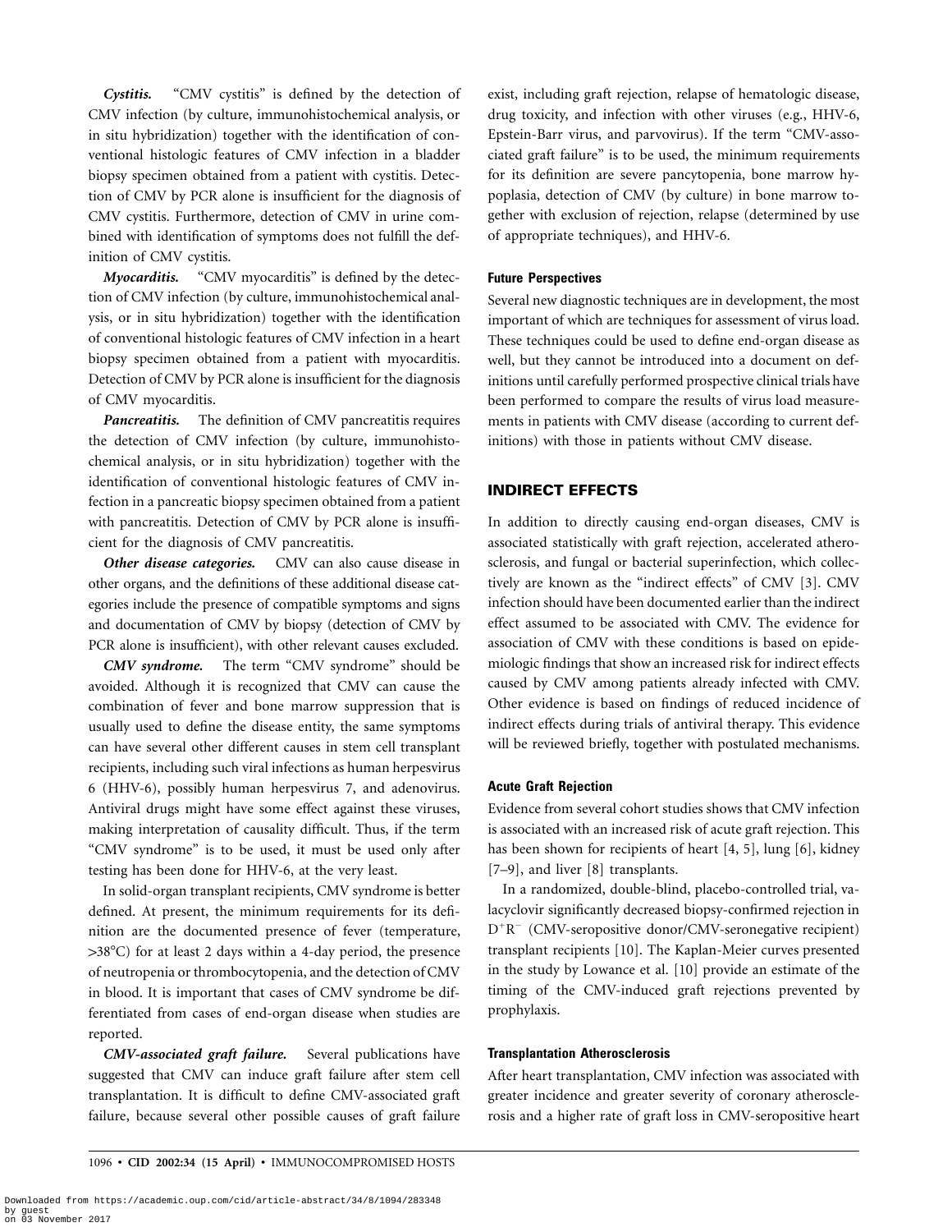***Cystitis.*** "CMV cystitis" is defined by the detection of CMV infection (by culture, immunohistochemical analysis, or in situ hybridization) together with the identification of conventional histologic features of CMV infection in a bladder biopsy specimen obtained from a patient with cystitis. Detection of CMV by PCR alone is insufficient for the diagnosis of CMV cystitis. Furthermore, detection of CMV in urine combined with identification of symptoms does not fulfill the definition of CMV cystitis.

***Myocarditis.*** "CMV myocarditis" is defined by the detection of CMV infection (by culture, immunohistochemical analysis, or in situ hybridization) together with the identification of conventional histologic features of CMV infection in a heart biopsy specimen obtained from a patient with myocarditis. Detection of CMV by PCR alone is insufficient for the diagnosis of CMV myocarditis.

***Pancreatitis.*** The definition of CMV pancreatitis requires the detection of CMV infection (by culture, immunohistochemical analysis, or in situ hybridization) together with the identification of conventional histologic features of CMV infection in a pancreatic biopsy specimen obtained from a patient with pancreatitis. Detection of CMV by PCR alone is insufficient for the diagnosis of CMV pancreatitis.

***Other disease categories.*** CMV can also cause disease in other organs, and the definitions of these additional disease categories include the presence of compatible symptoms and signs and documentation of CMV by biopsy (detection of CMV by PCR alone is insufficient), with other relevant causes excluded.

***CMV syndrome.*** The term "CMV syndrome" should be avoided. Although it is recognized that CMV can cause the combination of fever and bone marrow suppression that is usually used to define the disease entity, the same symptoms can have several other different causes in stem cell transplant recipients, including such viral infections as human herpesvirus 6 (HHV-6), possibly human herpesvirus 7, and adenovirus. Antiviral drugs might have some effect against these viruses, making interpretation of causality difficult. Thus, if the term "CMV syndrome" is to be used, it must be used only after testing has been done for HHV-6, at the very least.

In solid-organ transplant recipients, CMV syndrome is better defined. At present, the minimum requirements for its definition are the documented presence of fever (temperature, >38°C) for at least 2 days within a 4-day period, the presence of neutropenia or thrombocytopenia, and the detection of CMV in blood. It is important that cases of CMV syndrome be differentiated from cases of end-organ disease when studies are reported.

***CMV-associated graft failure.*** Several publications have suggested that CMV can induce graft failure after stem cell transplantation. It is difficult to define CMV-associated graft failure, because several other possible causes of graft failure exist, including graft rejection, relapse of hematologic disease, drug toxicity, and infection with other viruses (e.g., HHV-6, Epstein-Barr virus, and parvovirus). If the term "CMV-associated graft failure" is to be used, the minimum requirements for its definition are severe pancytopenia, bone marrow hypoplasia, detection of CMV (by culture) in bone marrow together with exclusion of rejection, relapse (determined by use of appropriate techniques), and HHV-6.

### Future Perspectives

Several new diagnostic techniques are in development, the most important of which are techniques for assessment of virus load. These techniques could be used to define end-organ disease as well, but they cannot be introduced into a document on definitions until carefully performed prospective clinical trials have been performed to compare the results of virus load measurements in patients with CMV disease (according to current definitions) with those in patients without CMV disease.

## INDIRECT EFFECTS

In addition to directly causing end-organ diseases, CMV is associated statistically with graft rejection, accelerated atherosclerosis, and fungal or bacterial superinfection, which collectively are known as the "indirect effects" of CMV [3]. CMV infection should have been documented earlier than the indirect effect assumed to be associated with CMV. The evidence for association of CMV with these conditions is based on epidemiologic findings that show an increased risk for indirect effects caused by CMV among patients already infected with CMV. Other evidence is based on findings of reduced incidence of indirect effects during trials of antiviral therapy. This evidence will be reviewed briefly, together with postulated mechanisms.

### Acute Graft Rejection

Evidence from several cohort studies shows that CMV infection is associated with an increased risk of acute graft rejection. This has been shown for recipients of heart [4, 5], lung [6], kidney [7–9], and liver [8] transplants.

In a randomized, double-blind, placebo-controlled trial, valacyclovir significantly decreased biopsy-confirmed rejection in $D^+R^-$ (CMV-seropositive donor/CMV-seronegative recipient) transplant recipients [10]. The Kaplan-Meier curves presented in the study by Lowance et al. [10] provide an estimate of the timing of the CMV-induced graft rejections prevented by prophylaxis.

### Transplantation Atherosclerosis

After heart transplantation, CMV infection was associated with greater incidence and greater severity of coronary atherosclerosis and a higher rate of graft loss in CMV-seropositive heart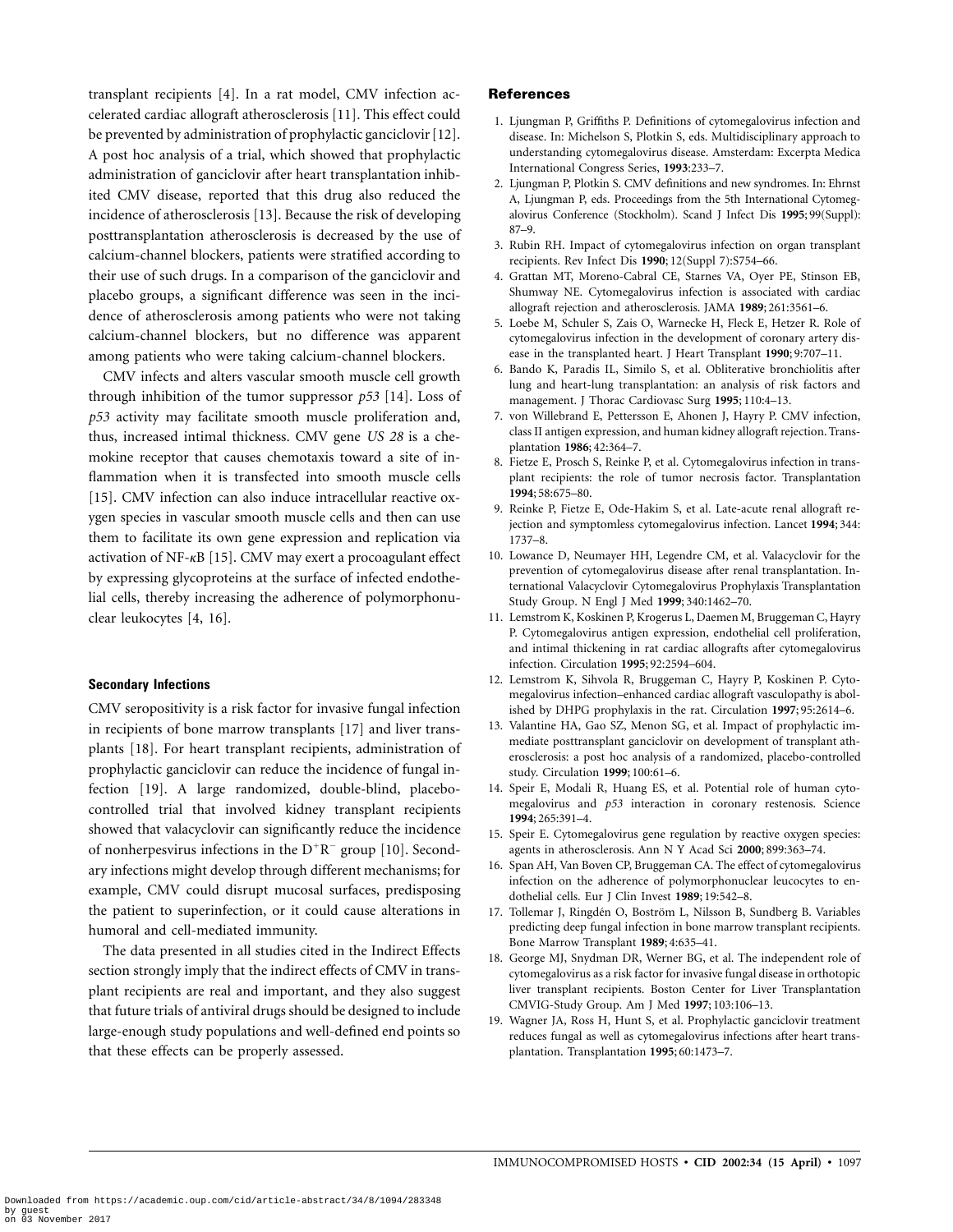transplant recipients [4]. In a rat model, CMV infection accelerated cardiac allograft atherosclerosis [11]. This effect could be prevented by administration of prophylactic ganciclovir [12]. A post hoc analysis of a trial, which showed that prophylactic administration of ganciclovir after heart transplantation inhibited CMV disease, reported that this drug also reduced the incidence of atherosclerosis [13]. Because the risk of developing posttransplantation atherosclerosis is decreased by the use of calcium-channel blockers, patients were stratified according to their use of such drugs. In a comparison of the ganciclovir and placebo groups, a significant difference was seen in the incidence of atherosclerosis among patients who were not taking calcium-channel blockers, but no difference was apparent among patients who were taking calcium-channel blockers.

CMV infects and alters vascular smooth muscle cell growth through inhibition of the tumor suppressor *p53* [14]. Loss of *p53* activity may facilitate smooth muscle proliferation and, thus, increased intimal thickness. CMV gene *US 28* is a chemokine receptor that causes chemotaxis toward a site of inflammation when it is transfected into smooth muscle cells [15]. CMV infection can also induce intracellular reactive oxygen species in vascular smooth muscle cells and then can use them to facilitate its own gene expression and replication via activation of NF-$\kappa$B [15]. CMV may exert a procoagulant effect by expressing glycoproteins at the surface of infected endothelial cells, thereby increasing the adherence of polymorphonuclear leukocytes [4, 16].

#### Secondary Infections

CMV seropositivity is a risk factor for invasive fungal infection in recipients of bone marrow transplants [17] and liver transplants [18]. For heart transplant recipients, administration of prophylactic ganciclovir can reduce the incidence of fungal infection [19]. A large randomized, double-blind, placebo-controlled trial that involved kidney transplant recipients showed that valacyclovir can significantly reduce the incidence of nonherpesvirus infections in the $D^{+}R^{-}$ group [10]. Secondary infections might develop through different mechanisms; for example, CMV could disrupt mucosal surfaces, predisposing the patient to superinfection, or it could cause alterations in humoral and cell-mediated immunity.

The data presented in all studies cited in the Indirect Effects section strongly imply that the indirect effects of CMV in transplant recipients are real and important, and they also suggest that future trials of antiviral drugs should be designed to include large-enough study populations and well-defined end points so that these effects can be properly assessed.

## References

1. Ljungman P, Griffiths P. Definitions of cytomegalovirus infection and disease. In: Michelson S, Plotkin S, eds. Multidisciplinary approach to understanding cytomegalovirus disease. Amsterdam: Excerpta Medica International Congress Series, **1993**:233–7.
2. Ljungman P, Plotkin S. CMV definitions and new syndromes. In: Ehrnst A, Ljungman P, eds. Proceedings from the 5th International Cytomegalovirus Conference (Stockholm). Scand J Infect Dis **1995**; 99(Suppl): 87–9.
3. Rubin RH. Impact of cytomegalovirus infection on organ transplant recipients. Rev Infect Dis **1990**; 12(Suppl 7):S754–66.
4. Grattan MT, Moreno-Cabral CE, Starnes VA, Oyer PE, Stinson EB, Shumway NE. Cytomegalovirus infection is associated with cardiac allograft rejection and atherosclerosis. JAMA **1989**; 261:3561–6.
5. Loebe M, Schuler S, Zais O, Warnecke H, Fleck E, Hetzer R. Role of cytomegalovirus infection in the development of coronary artery disease in the transplanted heart. J Heart Transplant **1990**; 9:707–11.
6. Bando K, Paradis IL, Similo S, et al. Obliterative bronchiolitis after lung and heart-lung transplantation: an analysis of risk factors and management. J Thorac Cardiovasc Surg **1995**; 110:4–13.
7. von Willebrand E, Pettersson E, Ahonen J, Hayry P. CMV infection, class II antigen expression, and human kidney allograft rejection. Transplantation **1986**; 42:364–7.
8. Fietze E, Prosch S, Reinke P, et al. Cytomegalovirus infection in transplant recipients: the role of tumor necrosis factor. Transplantation **1994**; 58:675–80.
9. Reinke P, Fietze E, Ode-Hakim S, et al. Late-acute renal allograft rejection and symptomless cytomegalovirus infection. Lancet **1994**; 344: 1737–8.
10. Lowance D, Neumayer HH, Legendre CM, et al. Valacyclovir for the prevention of cytomegalovirus disease after renal transplantation. International Valacyclovir Cytomegalovirus Prophylaxis Transplantation Study Group. N Engl J Med **1999**; 340:1462–70.
11. Lemstrom K, Koskinen P, Krogerus L, Daemen M, Bruggeman C, Hayry P. Cytomegalovirus antigen expression, endothelial cell proliferation, and intimal thickening in rat cardiac allografts after cytomegalovirus infection. Circulation **1995**; 92:2594–604.
12. Lemstrom K, Sihvola R, Bruggeman C, Hayry P, Koskinen P. Cytomegalovirus infection–enhanced cardiac allograft vasculopathy is abolished by DHPG prophylaxis in the rat. Circulation **1997**; 95:2614–6.
13. Valantine HA, Gao SZ, Menon SG, et al. Impact of prophylactic immediate posttransplant ganciclovir on development of transplant atherosclerosis: a post hoc analysis of a randomized, placebo-controlled study. Circulation **1999**; 100:61–6.
14. Speir E, Modali R, Huang ES, et al. Potential role of human cytomegalovirus and *p53* interaction in coronary restenosis. Science **1994**; 265:391–4.
15. Speir E. Cytomegalovirus gene regulation by reactive oxygen species: agents in atherosclerosis. Ann N Y Acad Sci **2000**; 899:363–74.
16. Span AH, Van Boven CP, Bruggeman CA. The effect of cytomegalovirus infection on the adherence of polymorphonuclear leucocytes to endothelial cells. Eur J Clin Invest **1989**; 19:542–8.
17. Tollemar J, Ringdén O, Boström L, Nilsson B, Sundberg B. Variables predicting deep fungal infection in bone marrow transplant recipients. Bone Marrow Transplant **1989**; 4:635–41.
18. George MJ, Snydman DR, Werner BG, et al. The independent role of cytomegalovirus as a risk factor for invasive fungal disease in orthotopic liver transplant recipients. Boston Center for Liver Transplantation CMVIG-Study Group. Am J Med **1997**; 103:106–13.
19. Wagner JA, Ross H, Hunt S, et al. Prophylactic ganciclovir treatment reduces fungal as well as cytomegalovirus infections after heart transplantation. Transplantation **1995**; 60:1473–7.